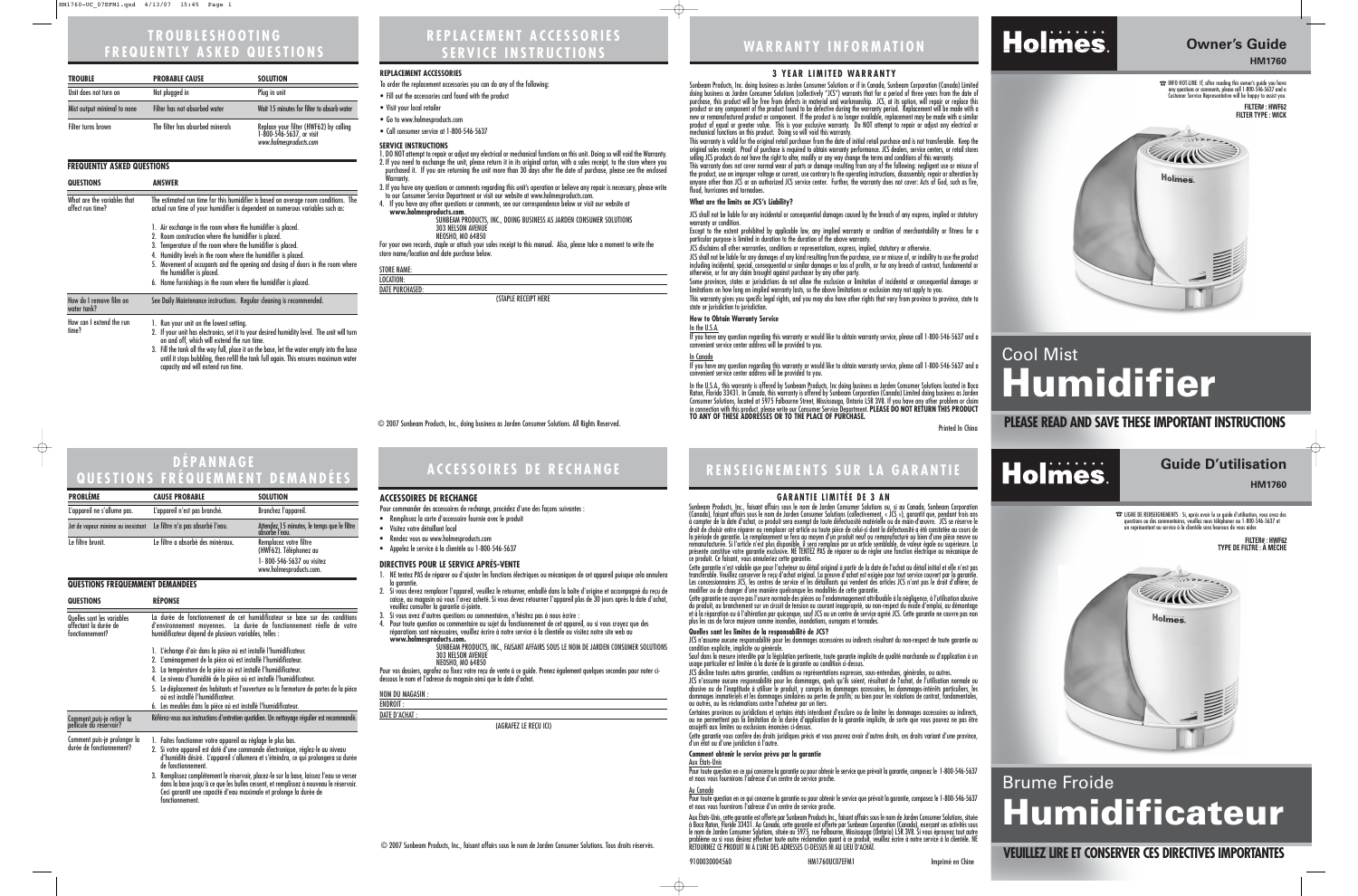# TROUBLESHOOTING FREQUENTLY ASKED QUESTIONS

| TROUBLE | PROBABLE CAUSE | SOLUTION |
| --- | --- | --- |
| Unit does not turn on | Not plugged in | Plug in unit |
| Mist output minimal to none | Filter has not absorbed water | Wait 15 minutes for filter to absorb water |
| Filter turns brown | The filter has absorbed minerals | Replace your filter (HWF62) by calling 1-800-546-5637, or visit www.holmesproducts.com |

### FREQUENTLY ASKED QUESTIONS

| QUESTIONS | ANSWER |
| --- | --- |
| What are the variables that affect run time? | The estimated run time for this humidifier is based on average room conditions. The actual run time of your humidifier is dependent on numerous variables such as: 1. Air exchange in the room where the humidifier is placed. 2. Room construction where the humidifier is placed. 3. Temperature of the room where the humidifier is placed. 4. Humidity levels in the room where the humidifier is placed. 5. Movement of occupants and the opening and closing of doors in the room where the humidifier is placed. 6. Home furnishings in the room where the humidifier is placed. |
| How do I remove film on water tank? | See Daily Maintenance instructions. Regular cleaning is recommended. |
| How can I extend the run time? | 1. Run your unit on the lowest setting. 2. If your unit has electronics, set it to your desired humidity level. The unit will turn on and off, which will extend the run time. 3. Fill the tank all the way full, place it on the base, let the water empty into the base until it stops bubbling, then refill the tank full again. This ensures maximum water capacity and will extend run time. |

# REPLACEMENT ACCESSORIES SERVICE INSTRUCTIONS

### REPLACEMENT ACCESSORIES

To order the replacement accessories you can do any of the following:

- Fill out the accessories card found with the product
- Visit your local retailer
- Go to www.holmesproducts.com
- Call consumer service at 1-800-546-5637

### SERVICE INSTRUCTIONS

1. DO NOT attempt to repair or adjust any electrical or mechanical functions on this unit. Doing so will void the Warranty.
2. If you need to exchange the unit, please return it in its original carton, with a sales receipt, to the store where you purchased it. If you are returning the unit more than 30 days after the date of purchase, please see the enclosed Warranty.
3. If you have any questions or comments regarding this unit's operation or believe any repair is necessary, please write to our Consumer Service Department or visit our website at www.holmesproducts.com.
4. If you have any other questions or comments, see our correspondence below or visit our website at **www.holmesproducts.com**.

SUNBEAM PRODUCTS, INC., DOING BUSINESS AS JARDEN CONSUMER SOLUTIONS
303 NELSON AVENUE
NEOSHO, MO 64850

For your own records, staple or attach your sales receipt to this manual. Also, please take a moment to write the store name/location and date purchase below.

STORE NAME:
LOCATION:
DATE PURCHASED:

(STAPLE RECEIPT HERE

© 2007 Sunbeam Products, Inc., doing business as Jarden Consumer Solutions. All Rights Reserved.

# WARRANTY INFORMATION

### 3 YEAR LIMITED WARRANTY

Sunbeam Products, Inc. doing business as Jarden Consumer Solutions or if in Canada, Sunbeam Corporation (Canada) Limited doing business as Jarden Consumer Solutions (collectively "JCS") warrants that for a period of three years from the date of purchase, this product will be free from defects in material and workmanship. JCS, at its option, will repair or replace this product or any component of the product found to be defective during the warranty period. Replacement will be made with a new or remanufactured product or component. If the product is no longer available, replacement may be made with a similar product of equal or greater value. This is your exclusive warranty. Do NOT attempt to repair or adjust any electrical or mechanical functions on this product. Doing so will void this warranty.

This warranty is valid for the original retail purchaser from the date of initial retail purchase and is not transferable. Keep the original sales receipt. Proof of purchase is required to obtain warranty performance. JCS dealers, service centers, or retail stores selling JCS products do not have the right to alter, modify or any way change the terms and conditions of this warranty.

This warranty does not cover normal wear of parts or damage resulting from any of the following: negligent use or misuse of the product, use on improper voltage or current, use contrary to the operating instructions, disassembly, repair or alteration by anyone other than JCS or an authorized JCS service center. Further, the warranty does not cover: Acts of God, such as fire, flood, hurricanes and tornadoes.

**What are the limits on JCS's Liability?**

JCS shall not be liable for any incidental or consequential damages caused by the breach of any express, implied or statutory warranty or condition.

Except to the extent prohibited by applicable law, any implied warranty or condition of merchantability or fitness for a particular purpose is limited in duration to the duration of the above warranty.

JCS disclaims all other warranties, conditions or representations, express, implied, statutory or otherwise.

JCS shall not be liable for any damages of any kind resulting from the purchase, use or misuse of, or inability to use the product including incidental, special, consequential or similar damages or loss of profits, or for any breach of contract, fundamental or otherwise, or for any claim brought against purchaser by any other party.

Some provinces, states or jurisdictions do not allow the exclusion or limitation of incidental or consequential damages or limitations on how long an implied warranty lasts, so the above limitations or exclusion may not apply to you.

This warranty gives you specific legal rights, and you may also have other rights that vary from province to province, state to state or jurisdiction to jurisdiction.

**How to Obtain Warranty Service**

In the U.S.A.

If you have any question regarding this warranty or would like to obtain warranty service, please call 1-800-546-5637 and a convenient service center address will be provided to you.

In Canada

If you have any question regarding this warranty or would like to obtain warranty service, please call 1-800-546-5637 and a convenient service center address will be provided to you.

In the U.S.A., this warranty is offered by Sunbeam Products, Inc doing business as Jarden Consumer Solutions located in Boca Raton, Florida 33431. In Canada, this warranty is offered by Sunbeam Corporation (Canada) Limited doing business as Jarden Consumer Solutions, located at 5975 Falbourne Street, Mississauga, Ontario L5R 3V8. If you have any other problem or claim in connection with this product, please write our Consumer Service Department. **PLEASE DO NOT RETURN THIS PRODUCT TO ANY OF THESE ADDRESSES OR TO THE PLACE OF PURCHASE.**

Printed In China

# Holmes.

## Owner's Guide

**HM1760**

☎ INFO HOT-LINE: If, after reading this owner's guide you have any questions or comments, please call 1-800-546-5637 and a Customer Service Representative will be happy to assist you.

**FILTER#: HWF62**
**FILTER TYPE: WICK**

# Cool Mist Humidifier

**PLEASE READ AND SAVE THESE IMPORTANT INSTRUCTIONS**

# DÉPANNAGE QUESTIONS FRÉQUEMMENT DEMANDÉES

| PROBLÈME | CAUSE PROBABLE | SOLUTION |
| --- | --- | --- |
| L'appareil ne s'allume pas. | L'appareil n'est pas branché. | Branchez l'appareil. |
| Jet de vapeur minime ou inexistant | Le filtre n'a pas absorbé l'eau. | Attendez 15 minutes, le temps que le filtre absorbe l'eau. |
| Le filtre brunit. | Le filtre a absorbé des minéraux. | Remplacez votre filtre (HWF62). Téléphonez au 1- 800-546-5637 ou visitez www.holmesproducts.com. |

### QUESTIONS FRÉQUEMMENT DEMANDÉES

| QUESTIONS | RÉPONSE |
| --- | --- |
| Quelles sont les variables affectant la durée de fonctionnement? | La durée de fonctionnement de cet humidificateur se base sur des conditions d'environnement moyennes. La durée de fonctionnement réelle de votre humidificateur dépend de plusieurs variables, telles : 1. L'échange d'air dans la pièce où est installé l'humidificateur. 2. L'aménagement de la pièce où est installé l'humidificateur. 3. La température de la pièce où est installé l'humidificateur. 4. Le niveau d'humidité de la pièce où est installé l'humidificateur. 5. Le déplacement des habitants et l'ouverture ou la fermeture de portes de la pièce où est installé l'humidificateur. 6. Les meubles dans la pièce où est installé l'humidificateur. |
| Comment puis-je retirer la pellicule du réservoir? | Référez-vous aux instructions d'entretien quotidien. Un nettoyage régulier est recommandé. |
| Comment puis-je prolonger la durée de fonctionnement? | 1. Faites fonctionner votre appareil au réglage le plus bas. 2. Si votre appareil est doté d'une commande électronique, réglez-le au niveau d'humidité désiré. L'appareil s'allumera et s'éteindra, ce qui prolongera sa durée de fonctionnement. 3. Remplissez complètement le réservoir, placez-le sur la base, laissez l'eau se verser dans la base jusqu'à ce que les bulles cessent, et remplissez à nouveau le réservoir. Ceci garantit une capacité d'eau maximale et prolonge la durée de fonctionnement. |

# ACCESSOIRES DE RECHANGE

### ACCESSOIRES DE RECHANGE

Pour commander des accessoires de rechange, procédez d'une des façons suivantes :

- Remplissez la carte d'accessoire fournie avec le produit
- Visitez votre détaillant local
- Rendez vous au www.holmesproducts.com
- Appelez le service à la clientèle au 1-800-546-5637

### DIRECTIVES POUR LE SERVICE APRÈS-VENTE

1. NE tentez PAS de réparer ou d'ajuster les fonctions électriques ou mécaniques de cet appareil puisque cela annulera la garantie.
2. Si vous devez remplacer l'appareil, veuillez le retourner, emballé dans la boîte d'origine et accompagné du reçu de caisse, au magasin où vous l'avez acheté. Si vous devez retourner l'appareil plus de 30 jours après la date d'achat, veuillez consulter la garantie ci-jointe.
3. Si vous avez d'autres questions ou commentaires, n'hésitez pas à nous écrire :
4. Pour toute question ou commentaire au sujet du fonctionnement de cet appareil, ou si vous croyez que des réparations sont nécessaires, veuillez écrire à notre service à la clientèle ou visitez notre site web au **www.holmesproducts.com.**

SUNBEAM PRODUCTS, INC., FAISANT AFFAIRS SOUS LE NOM DE JARDEN CONSUMER SOLUTIONS
303 NELSON AVENUE
NEOSHO, MO 64850

Pour vos dossiers, agrafez ou fixez votre reçu de vente à ce guide. Prenez également quelques secondes pour noter ci-dessous le nom et l'adresse du magasin ainsi que la date d'achat.

NOM DU MAGASIN :
ENDROIT :
DATE D'ACHAT :

(AGRAFEZ LE REÇU ICI)

© 2007 Sunbeam Products, Inc., faisant affairs sous le nom de Jarden Consumer Solutions. Tous droits réservés.

# RENSEIGNEMENTS SUR LA GARANTIE

### GARANTIE LIMITÉE DE 3 AN

Sunbeam Products, Inc., faisant affairs sous le nom de Jarden Consumer Solutions ou, si au Canada, Sunbeam Corporation (Canada), faisant affairs sous le nom de Jarden Consumer Solutions (collectivement, « JCS »), garantit que, pendant trois ans à compter de la date d'achat, ce produit sera exempt de toute défectuosité matérielle ou de main-d'œuvre. JCS se réserve le droit de choisir entre réparer ou remplacer cet article ou toute pièce de celui-ci dont la défectuosité a été constatée au cours de la période de garantie. Le remplacement se fera au moyen d'un produit neuf ou remanufacturé ou bien d'une pièce neuve ou remanufacturée. Si l'article n'est plus disponible, il sera remplacé par un article semblable, de valeur égale ou supérieure. La présente constitue votre garantie exclusive. NE TENTEZ PAS de réparer ou de régler une fonction électrique ou mécanique de ce produit. Ce faisant, vous annuleriez cette garantie.

Cette garantie n'est valable que pour l'acheteur au détail original à partir de la date de l'achat au détail initial et elle n'est pas transférable. Veuillez conserver le reçu d'achat original. La preuve d'achat est exigée pour tout service couvert par la garantie. Les concessionnaires JCS, les centres de service et les détaillants qui vendent des articles JCS n'ont pas le droit d'altérer, de modifier ou de changer d'une manière quelconque les modalités de cette garantie.

Cette garantie ne couvre pas l'usure normale des pièces ou l'endommagement attribuable à la négligence, à l'utilisation abusive du produit, au branchement sur un circuit de tension ou courant inapproprié, au non-respect du mode d'emploi, au démontage et à la réparation ou à l'altération par quiconque, sauf JCS ou un centre de service agréé JCS. Cette garantie ne couvre pas non plus les cas de force majeure comme incendies, inondations, ouragans et tornades.

**Quelles sont les limites de la responsabilité de JCS?**

JCS n'assume aucune responsabilité pour les dommages accessoires ou indirects résultant du non-respect de toute garantie ou condition explicite, implicite ou générale.

Sauf dans la mesure interdite par la législation pertinente, toute garantie implicite de qualité marchande ou d'application à un usage particulier est limitée à la durée de la garantie ou condition ci-dessus.

JCS décline toutes autres garanties, conditions ou représentations expresses, sous-entendues, générales, ou autres.

JCS n'assume aucune responsabilité pour les dommages, quels qu'ils soient, résultant de l'achat, de l'utilisation normale ou abusive ou de l'inaptitude à utiliser le produit, y compris les dommages accessoires, les dommages-intérêts particuliers, les dommages immatériels et les dommages similaires ou perte de profits; ou bien pour les violations de contrat, fondamentales, ou autres, ou les réclamations contre l'acheteur par un tiers.

Certaines provinces ou juridictions et certains états interdisent d'exclure ou de limiter les dommages accessoires ou indirects, ou ne permettent pas la limitation de la durée d'application de la garantie implicite, de sorte que vous pourriez ne pas être assujetti aux limites ou exclusions énoncées ci-dessus.

Cette garantie vous confère des droits juridiques précis et vous pouvez avoir d'autres droits, ces droits variant d'une province, d'un état ou d'une juridiction à l'autre.

**Comment obtenir le service prévu par la garantie**

Aux États-Unis

Pour toute question en ce qui concerne la garantie ou pour obtenir le service que prévoit la garantie, composez le 1-800-546-5637 et nous vous fournirons l'adresse d'un centre de service proche.

Au Canada

Pour toute question en ce qui concerne la garantie ou pour obtenir le service que prévoit la garantie, composez le 1-800-546-5637 et nous vous fournirons l'adresse d'un centre de service proche.

Aux États-Unis, cette garantie est offerte par Sunbeam Products Inc., faisant affairs sous le nom de Jarden Consumer Solutions, située à Boca Raton, Floride 33431. Au Canada, cette garantie est offerte par Sunbeam Corporation (Canada), exerçant ses activités sous le nom de Jarden Consumer Solutions, située au 5975, rue Falbourne, Mississauga (Ontario) L5R 3V8. Si vous éprouvez tout autre problème ou si vous désirez effectuer toute autre réclamation quant à ce produit, veuillez écrire à notre service à la clientèle. NE RETOURNEZ CE PRODUIT NI À L'UNE DES ADRESSES CI-DESSUS NI AU LIEU D'ACHAT.

9100030004560 HM1760UC07EFM1 Imprimé en Chine

# Holmes.

## Guide D'utilisation

**HM1760**

☎ LIGNE DE RENSEIGNEMENTS : Si, après avoir lu ce guide d'utilisation, vous avez des questions ou des commentaires, veuillez nous téléphoner au 1-800-546-5637 et un représentant au service à la clientèle se fera heureux de vous aider.

**FILTRE# : HWF62**
**TYPE DE FILTRE : À MÈCHE**

# Brume Froide Humidificateur

**VEUILLEZ LIRE ET CONSERVER CES DIRECTIVES IMPORTANTES**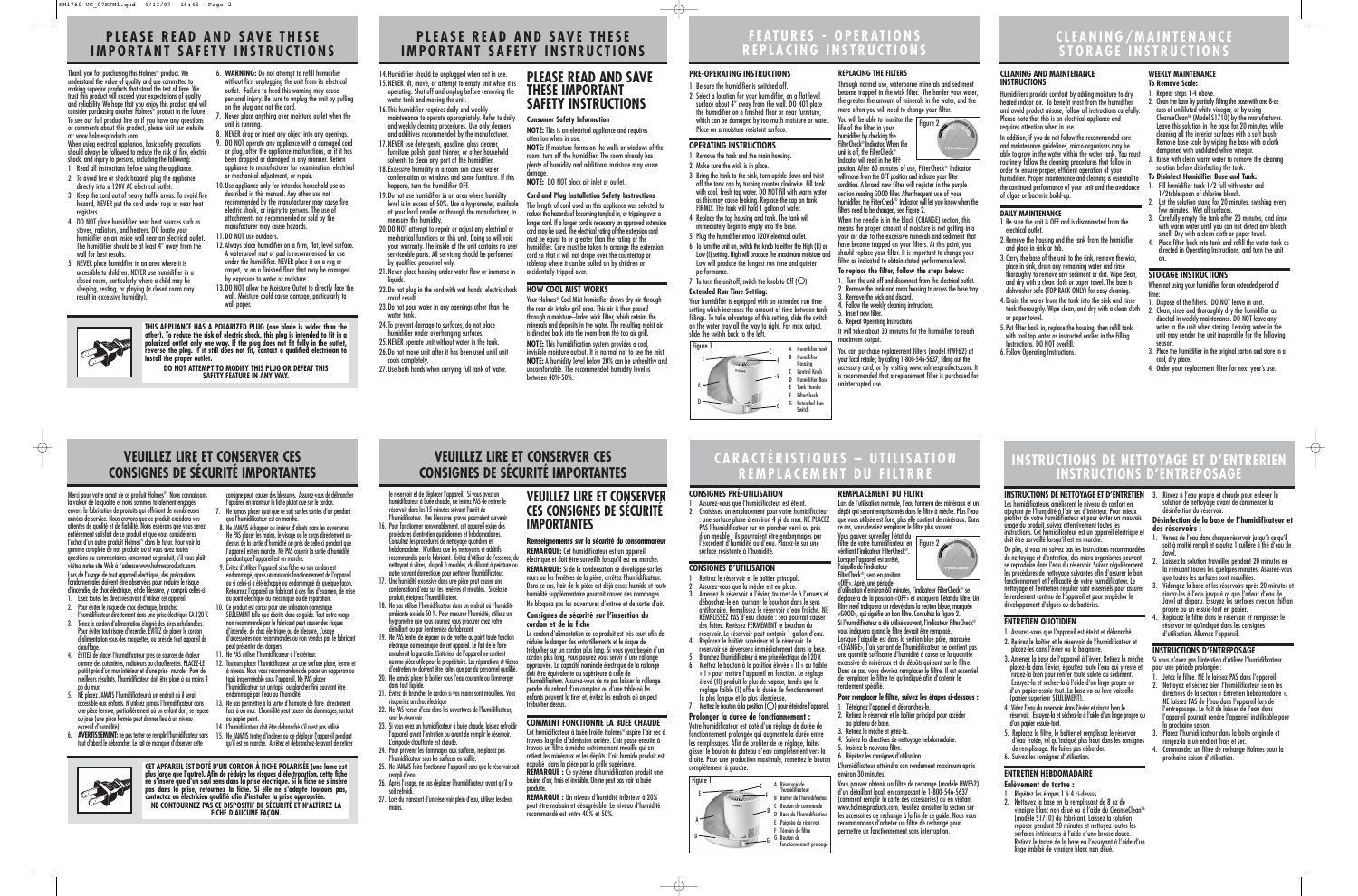# PLEASE READ AND SAVE THESE IMPORTANT SAFETY INSTRUCTIONS

Thank you for purchasing this Holmes® product. We understand the value of quality and are committed to making superior products that stand the test of time. We trust this product will exceed your expectations of quality and reliability. We hope that you enjoy this product and will consider purchasing another Holmes® product in the future. To see our full product line or if you have any questions or comments about this product, please visit our website at: www.holmesproducts.com.

When using electrical appliances, basic safety precautions should always be followed to reduce the risk of fire, electric shock, and injury to persons, including the following:

1. Read all instructions before using the appliance.
2. To avoid fire or shock hazard, plug the appliance directly into a 120V AC electrical outlet.
3. Keep the cord out of heavy traffic areas. To avoid fire hazard, NEVER put the cord under rugs or near heat registers.
4. DO NOT place humidifier near heat sources such as stoves, radiators, and heaters. DO locate your humidifier on an inside wall near an electrical outlet. The humidifier should be at least 4" away from the wall for best results.
5. NEVER place humidifier in an area where it is accessible to children. NEVER use humidifier in a closed room, particularly where a child may be sleeping, resting, or playing (a closed room may result in excessive humidity).
6. **WARNING:** Do not attempt to refill humidifier without first unplugging the unit from its electrical outlet. Failure to heed this warning may cause personal injury. Be sure to unplug the unit by pulling on the plug and not the cord.
7. Never place anything over moisture outlet when the unit is running.
8. NEVER drop or insert any object into any openings.
9. DO NOT operate any appliance with a damaged cord or plug, after the appliance malfunctions, or if it has been dropped or damaged in any manner. Return appliance to manufacturer for examination, electrical or mechanical adjustment, or repair.
10. Use appliance only for intended household use as described in this manual. Any other use not recommended by the manufacturer may cause fire, electric shock, or injury to persons. The use of attachments not recommended or sold by the manufacturer may cause hazards.
11. DO NOT use outdoors.
12. Always place humidifier on a firm, flat, level surface. A waterproof mat or pad is recommended for use under the humidifier. NEVER place it on a rug or carpet, or on a finished floor that may be damaged by exposure to water or moisture.
13. DO NOT allow the Moisture Outlet to directly face the wall. Moisture could cause damage, particularly to wall paper.

**THIS APPLIANCE HAS A POLARIZED PLUG (one blade is wider than the other). To reduce the risk of electric shock, this plug is intended to fit in a polarized outlet only one way. If the plug does not fit fully in the outlet, reverse the plug. If it still does not fit, contact a qualified electrician to install the proper outlet.**

**DO NOT ATTEMPT TO MODIFY THIS PLUG OR DEFEAT THIS SAFETY FEATURE IN ANY WAY.**

14. Humidifier should be unplugged when not in use.
15. NEVER tilt, move, or attempt to empty unit while it is operating. Shut off and unplug before removing the water tank and moving the unit.
16. This humidifier requires daily and weekly maintenance to operate appropriately. Refer to daily and weekly cleaning procedures. Use only cleaners and additives recommended by the manufacturer.
17. NEVER use detergents, gasoline, glass cleaner, furniture polish, paint thinner, or other household solvents to clean any part of the humidifier.
18. Excessive humidity in a room can cause water condensation on windows and some furniture. If this happens, turn the humidifier OFF.
19. Do not use humidifier in an area where humidity level is in excess of 50%. Use a hygrometer, available at your local retailer or through the manufacturer, to measure the humidity.
20. DO NOT attempt to repair or adjust any electrical or mechanical functions on this unit. Doing so will void your warranty. The inside of the unit contains no user serviceable parts. All servicing should be performed by qualified personnel only.
21. Never place housing under water flow or immerse in liquids.
22. Do not plug in the cord with wet hands: electric shock could result.
23. Do not pour water in any openings other than the water tank.
24. To prevent damage to surfaces, do not place humidifier under overhanging surfaces.
25. NEVER operate unit without water in the tank.
26. Do not move unit after it has been used until unit cools completely.
27. Use both hands when carrying full tank of water.

## PLEASE READ AND SAVE THESE IMPORTANT SAFETY INSTRUCTIONS

### Consumer Safety Information

**NOTE:** This is an electrical appliance and requires attention when in use.

**NOTE:** If moisture forms on the walls or windows of the room, turn off the humidifier. The room already has plenty of humidity and additional moisture may cause damage.

**NOTE:** DO NOT block air inlet or outlet.

### Cord and Plug Installation Safety Instructions

The length of cord used on this appliance was selected to reduce the hazards of becoming tangled in, or tripping over a longer cord. If a longer cord is necessary an approved extension cord may be used. The electrical rating of the extension cord must be equal to or greater than the rating of the humidifier. Care must be taken to arrange the extension cord so that it will not drape over the countertop or tabletop where it can be pulled on by children or accidentally tripped over.

## HOW COOL MIST WORKS

Your Holmes® Cool Mist humidifier draws dry air through the rear air intake grill area. This air is then passed through a moisture–laden wick filter, which retains the minerals and deposits in the water. The resulting moist air is directed back into the room from the top air grill.

**NOTE:** This humidification system provides a cool, invisible moisture output. It is normal not to see the mist.

**NOTE:** A humidity level below 20% can be unhealthy and uncomfortable. The recommended humidity level is between 40%-50%.

# FEATURES - OPERATIONS REPLACING INSTRUCTIONS

## PRE-OPERATING INSTRUCTIONS

1. Be sure the humidifier is switched off.
2. Select a location for your humidifier, on a flat level surface about 4" away from the wall. DO NOT place the humidifier on a finished floor or near furniture, which can be damaged by too much moisture or water. Place on a moisture resistant surface.

## OPERATING INSTRUCTIONS

1. Remove the tank and the main housing.
2. Make sure the wick is in place.
3. Bring the tank to the sink, turn upside down and twist off the tank cap by turning counter clockwise. Fill tank with cool, fresh tap water. DO NOT fill with warm water as this may cause leaking. Replace the cap on tank FIRMLY. The tank will hold 1 gallon of water.
4. Replace the top housing and tank. The tank will immediately begin to empty into the base.
5. Plug the humidifier into a 120V electrical outlet.
6. To turn the unit on, switch the knob to either the High (II) or Low (I) setting. High will produce the maximum moisture and Low will produce the longest run time and quieter performance.
7. To turn the unit off, switch the knob to OFF (○)

### Extended Run Time Setting:

Your humidifier is equipped with an extended run time setting which increases the amount of time between tank fillings. To take advantage of this setting, slide the switch on the water tray all the way to right. For max output, slide the switch back to the left.

Figure 1

- A Humidifier tank
- B Humidifier Housing
- C Control Knob
- D Humidifier Base
- E Tank Handle
- F FilterCheck
- G Extended Run Switch

## REPLACING THE FILTERS

Through normal use, waterborne minerals and sediment become trapped in the wick filter. The harder your water, the greater the amount of minerals in the water, and the more often you will need to change your filter.

You will be able to monitor the life of the filter in your humidifier by checking the FilterCheck® Indicator. When the unit is off, the FilterCheck® Indicator will rest in the OFF position. After 60 minutes of use, FilterCheck® Indicator will move from the OFF position and indicate your filter condition. A brand new filter will register in the purple section reading GOOD filter. After frequent use of your humidifier, the FilterCheck® Indicator will let you know when the filters need to be changed, see Figure 2.

Figure 2

When the needle is in the black (CHANGE) section, this means the proper amount of moisture is not getting into your air due to the excessive minerals and sediment that have become trapped on your filters. At this point, you should replace your filter. It is important to change your filter as indicated to obtain stated performance level.

### To replace the filter, follow the steps below:

1. Turn the unit off and disconnect from the electrical outlet.
2. Remove the tank and main housing to access the base tray.
3. Remove the wick and discard.
4. Follow the weekly cleaning instructions.
5. Insert new filter.
6. Repeat Operating Instructions

It will take about 30 minutes for the humidifier to reach maximum output.

You can purchase replacement filters (model HWF62) at your local retailer, by calling 1-800-546-5637, filling out the accessory card, or by visiting www.holmesproducts.com. It is recommended that a replacement filter is purchased for uninterrupted use.

# CLEANING/MAINTENANCE STORAGE INSTRUCTIONS

## CLEANING AND MAINTENANCE INSTRUCTIONS

Humidifiers provide comfort by adding moisture to dry, heated indoor air. To benefit most from the humidifier and avoid product misuse, follow all instructions carefully. Please note that this is an electrical appliance and requires attention when in use.

In addition, if you do not follow the recommended care and maintenance guidelines, micro-organisms may be able to grow in the water within the water tank. You must routinely follow the cleaning procedures that follow in order to ensure proper, efficient operation of your humidifier. Proper maintenance and cleaning is essential to the continued performance of your unit and the avoidance of algae or bacteria build-up.

## DAILY MAINTENANCE

1. Be sure the unit is OFF and is disconnected from the electrical outlet.
2. Remove the housing and the tank from the humidifier and place in sink or tub.
3. Carry the base of the unit to the sink, remove the wick, place in sink, drain any remaining water and rinse thoroughly to remove any sediment or dirt. Wipe clean, and dry with a clean cloth or paper towel. The base is dishwasher safe (TOP RACK ONLY) for easy cleaning.
4. Drain the water from the tank into the sink and rinse tank thoroughly. Wipe clean, and dry with a clean cloth or paper towel.
5. Put filter back in, replace the housing, then refill tank with cool tap water as instructed earlier in the Filling Instructions. DO NOT overfill.
6. Follow Operating Instructions.

## WEEKLY MAINTENANCE

### To Remove Scale:

1. Repeat steps 1-4 above.
2. Clean the base by partially filling the base with one 8-oz cups of undiluted white vinegar, or by using CleanseClean™ (Model S1710) by the manufacturer. Leave this solution in the base for 20 minutes, while cleaning all the interior surfaces with a soft brush. Remove base scale by wiping the base with a cloth dampened with undiluted white vinegar.
3. Rinse with clean warm water to remove the cleaning solution before disinfecting the tank.

### To Disinfect Humidifier Base and Tank:

1. Fill humidifier tank 1/2 full with water and 1/2tablespoon of chlorine bleach.
2. Let the solution stand for 20 minutes, swishing every few minutes. Wet all surfaces.
3. Carefully empty the tank after 20 minutes, and rinse with warm water until you can not detect any bleach smell. Dry with a clean cloth or paper towel.
4. Place filter back into tank and refill the water tank as directed in Operating Instructions, and turn the unit on.

## STORAGE INSTRUCTIONS

When not using your humidifier for an extended period of time:

1. Dispose of the filters. DO NOT leave in unit.
2. Clean, rinse and thoroughly dry the humidifier as directed in weekly maintenance. DO NOT leave any water in the unit when storing. Leaving water in the unit may render the unit inoperable for the following season.
3. Place the humidifier in the original carton and store in a cool, dry place.
4. Order your replacement filter for next year's use.

# VEUILLEZ LIRE ET CONSERVER CES CONSIGNES DE SÉCURITÉ IMPORTANTES

Merci pour votre achat de ce produit Holmes®. Nous connaissons la valeur de la qualité et nous sommes totalement engagés envers la fabrication de produits qui offriront de nombreuses années de service. Nous croyons que ce produit excédera vos attentes de qualité et de fiabilité. Nous espérons que vous serez entièrement satisfait de ce produit et que vous considérerez l'achat d'un autre produit Holmes® dans le futur. Pour voir la gamme complète de nos produits ou si vous avez toutes questions ou commentaires concernant ce produit, s'il vous plaît visitez notre site Web à l'adresse www.holmesproducts.com.

Lors de l'usage de tout appareil électrique, des précautions fondamentales doivent être observées pour réduire le risque d'incendie, de choc électrique, et de blessure, y compris celles-ci:

1. Lisez toutes les directives avant d'utiliser cet appareil.
2. Pour éviter le risque de choc électrique, branchez l'humidificateur directement dans une prise électrique CA 120 V.
3. Tenez le cordon d'alimentation éloigné des aires achalandées. Pour éviter tout risque d'incendie, ÉVITEZ de placer le cordon d'alimentation sous des moquettes, ou près de tout appareil de chauffage.
4. ÉVITEZ de placer l'humidificateur près de sources de chaleur comme des cuisinières, radiateurs ou chaufferettes. PLACEZ-LE plutôt près d'un mur intérieur et d'une prise murale. Pour de meilleurs résultats, l'humidificateur doit être placé à au moins 4 po du mur.
5. NE placez JAMAIS l'humidificateur à un endroit où il serait accessible aux enfants. N'utilisez jamais l'humidificateur dans une pièce fermée, particulièrement où un enfant dort, se repose ou joue (une pièce fermée peut donner lieu à un niveau excessif d'humidité).
6. **AVERTISSEMENT:** ne pas tenter de remplir l'humidificateur sans tout d'abord le débrancher. Le fait de manquer d'observer cette consigne peut causer des blessures. Assurez-vous de débrancher l'appareil en tirant sur la fiche plutôt que sur le cordon.
7. Ne jamais placer quoi que ce soit sur les sorties d'air pendant que l'humidificateur est en marche.
8. Ne JAMAIS échapper ou insérer d'objets dans les ouvertures. Ne PAS placer les mains, le visage ou le corps directement au-dessus de la sortie d'humidité ou près de celle-ci pendant que l'appareil est en marche. Ne PAS couvrir la sortie d'humidité pendant que l'appareil est en marche.
9. Évitez d'utiliser l'appareil si sa fiche ou son cordon est endommagé, après un mauvais fonctionnement de l'appareil ou s'il a été échappé ou endommagé de quelque façon. Retournez l'appareil au fabricant à des fins d'examen, de mise au point électrique ou mécanique ou de réparation.
10. Ce produit est conçu pour une utilisation domestique SEULEMENT telle que décrite dans ce guide. Tout autre usage non recommandé par le fabricant peut causer des risques d'incendie, de choc électrique ou de blessure. L'usage d'accessoires non recommandés ou non vendus par le fabricant peut présenter des dangers.
11. Ne PAS utiliser l'humidificateur à l'extérieur.
12. Toujours placer l'humidificateur sur une surface plane, ferme et à niveau. Nous vous recommandons de placer un napperon ou tapis imperméable sous l'appareil. Ne PAS placer l'humidificateur sur un tapis, un plancher fini pouvant être endommagé par l'eau ou l'humidité.
13. Ne pas permettre à la sortie d'humidité de faire directement face à un mur. L'humidité peut causer des dommages, surtout au papier peint.
14. L'humidificateur doit être débranché s'il n'est pas utilisé.
15. Ne JAMAIS tenter d'incliner ou de déplacer l'appareil pendant qu'il est en marche. Arrêtez et débranchez-le avant de retirer le réservoir et de déplacer l'appareil. Si vous avez un humidificateur à buée chaude, ne tentez PAS de retirer le réservoir dans les 15 minutes suivant l'arrêt de l'humidificateur. Des blessures graves pourraient survenir.
16. Pour fonctionner convenablement, cet appareil exige des procédures d'entretien quotidiennes et hebdomadaires. Consultez les procédures de nettoyage quotidien et hebdomadaire. N'utilisez que les nettoyants et additifs recommandés par le fabricant. Évitez d'utiliser de l'essence, du nettoyant à vitres, du poli à meubles, du diluant à peinture ou autre solvant domestique pour nettoyer l'humidificateur.
17. Une humidité excessive dans une pièce peut causer une condensation d'eau sur les fenêtres et meubles. Si cela se produit, éteignez l'humidificateur.
18. Ne pas utiliser l'humidificateur dans un endroit où l'humidité ambiante excède 50 %. Pour mesurer l'humidité, utilisez un hygromètre que vous pourrez vous procurer chez votre détaillant ou par l'entremise du fabricant.
19. Ne PAS tenter de réparer ou de mettre au point toute fonction électrique ou mécanique de cet appareil. Le fait de le faire annulerait la garantie. L'intérieur de l'appareil ne contient aucune pièce utile pour le propriétaire. Les réparations et tâches d'entretien ne doivent être faites que par du personnel qualifié.
20. Ne jamais placer le boîtier sous l'eau courante ou l'immerger dans tout liquide.
21. Évitez de brancher le cordon si vos mains sont mouillées. Vous risqueriez un choc électrique.
22. Ne PAS verser d'eau dans les ouvertures de l'humidificateur, sauf le réservoir.
23. Si vous avez un humidificateur à buée chaude, laissez refroidir l'appareil avant l'entretien ou avant de remplir le réservoir. L'ampoule chauffante est chaude.
24. Pour prévenir les dommages aux surfaces, ne placez pas l'humidificateur sous les surfaces en saillie.
25. Ne JAMAIS faire fonctionner l'appareil sans que le réservoir soit rempli d'eau.
26. Après l'usage, ne pas déplacer l'humidificateur avant qu'il se soit refroidi.
27. Lors du transport d'un réservoir plein d'eau, utilisez les deux mains.

**CET APPAREIL EST DOTÉ D'UN CORDON À FICHE POLARISÉE (une lame est plus large que l'autre). Afin de réduire les risques d'électrocution, cette fiche ne s'insère que d'un seul sens dans la prise électrique. Si la fiche ne s'insère pas dans la prise, retournez la fiche. Si elle ne s'adapte toujours pas, contactez un électricien qualifié afin d'installer la prise appropriée.**

**NE CONTOURNEZ PAS CE DISPOSITIF DE SÉCURITÉ ET N'ALTÉREZ LA FICHE D'AUCUNE FAÇON.**

## VEUILLEZ LIRE ET CONSERVER CES CONSIGNES DE SÉCURITÉ IMPORTANTES

### Renseignements sur la sécurité du consommateur

**REMARQUE:** Cet humidificateur est un appareil électrique et doit être surveillé lorsqu'il est en marche.

**REMARQUE:** Si de la condensation se développe sur les murs ou les fenêtres de la pièce, arrêtez l'humidificateur. Dans ce cas, l'air de la pièce est déjà assez humide et toute humidité supplémentaire pourrait causer des dommages.

Ne bloquez pas les ouvertures d'entrée et de sortie d'air.

### Consignes de sécurité sur l'insertion du cordon et de la fiche

Le cordon d'alimentation de ce produit est très court afin de réduire le danger des enchevêtrements et le risque de trébucher sur un cordon plus long. Si vous avez besoin d'un cordon plus long, vous pouvez vous servir d'une rallonge approuvée. La capacité nominale électrique de la rallonge doit être équivalente ou supérieure à celle de l'humidificateur. Assurez-vous de ne pas laisser la rallonge pendre du rebord d'un comptoir ou d'une table où les enfants peuvent la tirer et, évitez les endroits où on peut trébucher dessus.

## COMMENT FONCTIONNE LA BUÉE CHAUDE

Cet humidificateur à buée froide Holmes® aspire l'air sec à travers la grille d'admission arrière. L'air passe ensuite à travers un filtre à mèche extrêmement mouillé qui en retient les minéraux et les dépôts. L'air humide produit est expulsé dans la pièce par la grille supérieure.

**REMARQUE :** Ce système d'humidification produit une bruine d'air, frais et invisible. On ne peut pas voir la buée produite.

**REMARQUE :** Un niveau d'humidité inférieur à 20% peut être malsain et désagréable. Le niveau d'humidité recommandé est entre 40% et 50%.

# CARACTÉRISTIQUES – UTILISATION REMPLACEMENT DU FILTRE

## CONSIGNES PRÉ-UTILISATION

1. Assurez-vous que l'humidificateur est éteint.
2. Choisissez un emplacement pour votre humidificateur : une surface plane à environ 4 po du mur. NE PLACEZ PAS l'humidificateur sur un plancher verni ou près d'un meuble : ils pourraient être endommagés par l'excédent d'humidité ou d'eau. Placez-le sur une surface résistante à l'humidité.

## CONSIGNES D'UTILISATION

1. Retirez le réservoir et le boîtier principal.
2. Assurez-vous que la mèche est en place.
3. Amenez le réservoir à l'évier, tournez-le à l'envers et débouchez-le en tournant le bouchon dans le sens antihoraire. Remplissez le réservoir d'eau fraîche. NE REMPLISSEZ PAS d'eau chaude : ceci pourrait causer des fuites. Revissez FERMEMENT le bouchon du réservoir. Le réservoir peut contenir 1 gallon d'eau.
4. Replacez le boîtier supérieur et le réservoir. Le réservoir se déversera immédiatement dans la base.
5. Branchez l'humidificateur à une prise électrique de 120 V.
6. Mettez le bouton à la position élevée « II » ou faible « I » pour mettre l'appareil en fonction. Le réglage élevé (II) produit le plus de vapeur, tandis que le réglage faible (I) offre la durée de fonctionnement la plus longue et la plus silencieuse.
7. Mettez le bouton à la position (○) pour éteindre l'appareil.

### Prolonger la durée de fonctionnement :

Votre humidificateur est doté d'un réglage de durée de fonctionnement prolongée qui augmente la durée entre les remplissages. Afin de profiter de ce réglage, faites glisser le bouton du plateau d'eau complètement vers la droite. Pour une production maximale, remettez le bouton complètement à gauche.

Figure 1

- A Réservoir de l'humidificateur
- B Boîtier de l'humidificateur
- C Bouton de commande
- D Base de l'humidificateur
- E Poignée du réservoir
- F Témoin du filtre
- G Bouton de fonctionnement prolongé

## REMPLACEMENT DU FILTRE

Lors de l'utilisation normale, l'eau forment des minéraux et un dépôt qui seront emprisonnés dans le filtre à mèche. Plus l'eau que vous utilisée est dure, plus elle contient de minéraux. Dans ce cas, vous devriez remplacer le filtre plus souvent.

Vous pouvez surveiller l'état du filtre de votre humidificateur en vérifiant l'indicateur FilterCheck®. Lorsque l'appareil est arrêté, l'aiguille de l'indicateur FilterCheck®, sera en position «OFF». Après une période d'utilisation d'environ 60 minutes, l'indicateur FilterCheck® se déplacera de la position «OFF» et indiquera l'état du filtre. Un filtre neuf indiquera un relevé dans la section bleue, marquée «GOOD», qui signifie un bon filtre. Consultez la figure 2.

Figure 2

Si l'humidificateur a été utilisé souvent, l'indicateur FilterCheck® vous indiquera quand le filtre devrait être remplacé.

Lorsque l'aiguille est dans la section bleu pâle, marquée «CHANGE», l'air sortant de l'humidificateur ne contient pas une quantité suffisante d'humidité à cause de la quantité excessive de minéraux et de dépôts qui sont sur le filtre. Dans ce cas, vous devriez remplacer le filtre. Il est essentiel de remplacer le filtre tel qu'indiqué afin d'obtenir le rendement spécifié.

### Pour remplacer le filtre, suivez les étapes ci-dessous :

1. Téteignez l'appareil et débranchez-le.
2. Retirez le réservoir et le boîtier principal pour accéder au plateau de base.
3. Retirez la mèche et jetez-la.
4. Suivez les directives de nettoyage hebdomadaire.
5. Insérez le nouveau filtre.
6. Répétez les consignes d'utilisation.

L'humidificateur atteindra son rendement maximum après environ 30 minutes.

Vous pouvez obtenir un filtre de rechange (modèle HWF62) d'un détaillant local, en composant le 1-800-546-5637 (comment remplir la carte des accessoires) ou en visitant www.holmesproducts.com. Veuillez consulter la section sur les accessoires de rechange à la fin de ce guide. Nous vous recommandons d'acheter un filtre de rechange pour permettre un fonctionnement sans interruption.

# INSTRUCTIONS DE NETTOYAGE ET D'ENTRERIEN INSTRUCTIONS D'ENTREPOSAGE

## INSTRUCTIONS DE NETTOYAGE ET D'ENTRETIEN

Les humidificateurs améliorent le niveau de confort en ajoutant de l'humidité à l'air sec d'intérieur. Pour mieux profiter de votre humidificateur et pour éviter un mauvais usage du produit, suivez attentivement toutes les instructions. Cet humidificateur est un appareil électrique et doit être surveillé lorsqu'il est en marche.

De plus, si vous ne suivez pas les instructions recommandées de nettoyage et d'entretien, des micro-organismes peuvent se reproduire dans l'eau du réservoir. Suivez régulièrement les procédures de nettoyage suivantes afin d'assurer le bon fonctionnement et l'efficacité de votre humidificateur. Le nettoyage et l'entretien régulier sont essentiels pour assurer le rendement continu de l'appareil et pour empêcher le développement d'algues ou de bactéries.

## ENTRETIEN QUOTIDIEN

1. Assurez-vous que l'appareil est éteint et débranché.
2. Retirez le boîtier et le réservoir de l'humidificateur et placez-les dans l'évier ou la baignoire.
3. Amenez la base de l'appareil à l'évier. Retirez la mèche, placez-la dans l'évier, égouttez toute l'eau qui y reste et rincez-la bien pour retirer toute saleté ou sédiment. Essuyez-la et séchez-la à l'aide d'un linge propre ou d'un papier essuie-tout. La base va au lave-vaisselle (panier supérieur SEULEMENT).
4. Videz l'eau du réservoir dans l'évier et rincez bien le réservoir. Essuyez-le et séchez-la à l'aide d'un linge propre ou d'un papier essuie-tout.
5. Replacez le filtre, le boîtier et remplissez le réservoir d'eau froide, tel qu'indiqué plus haut dans les consignes de remplissage. Ne faites pas déborder.
6. Suivez les consignes d'utilisation.

## ENTRETIEN HEBDOMADAIRE

### Enlèvement du tartre :

1. Répétez les étapes 1 à 4 ci-dessus.
2. Nettoyez la base en la remplissant de 8 oz de vinaigre blanc non dilué ou à l'aide du CleanseClean™ (modèle S1710) du fabricant. Laissez la solution reposer pendant 20 minutes et nettoyez toutes les surfaces intérieures à l'aide d'une brosse douce. Retirez le tartre de la base en l'essuyant à l'aide d'un linge imbibé de vinaigre blanc non dilué.
3. Rincez à l'eau propre et chaude pour enlever la solution de nettoyage avant de commencer la désinfection du réservoir.

### Désinfection de la base de l'humidificateur et des réservoirs :

1. Versez de l'eau dans chaque réservoir jusqu'à ce qu'il soit à moitié rempli et ajoutez 1 cuillère à thé d'eau de Javel.
2. Laissez la solution travailler pendant 20 minutes en la remuant toutes les quelques minutes. Assurez-vous que toutes les surfaces sont mouillées.
3. Videz la base et les réservoirs après 20 minutes et rincez-les à l'eau jusqu'à ce que l'odeur d'eau de Javel ait disparu. Essuyez les surfaces avec un chiffon propre ou un essuie-tout en papier.
4. Replacez le filtre dans le réservoir et remplissez le réservoir tel qu'indiqué dans les consignes d'utilisation. Allumez l'appareil.

## INSTRUCTIONS D'ENTREPOSAGE

Si vous n'avez pas l'intention d'utiliser l'humidificateur pour une période prolongée :

1. Jetez le filtre. NE le laissez PAS dans l'appareil.
2. Nettoyez et séchez bien l'humidificateur selon les directives de la section « Entretien hebdomadaire ». NE laissez PAS de l'eau dans l'appareil lors de l'entreposage. Le fait de laisser de l'eau dans l'appareil pourrait rendre l'appareil inutilisable pour la prochaine saison.
3. Placez l'humidificateur dans la boîte originale et rangez-la à un endroit frais et sec.
4. Commandez un filtre de rechange Holmes pour la prochaine saison d'utilisation.